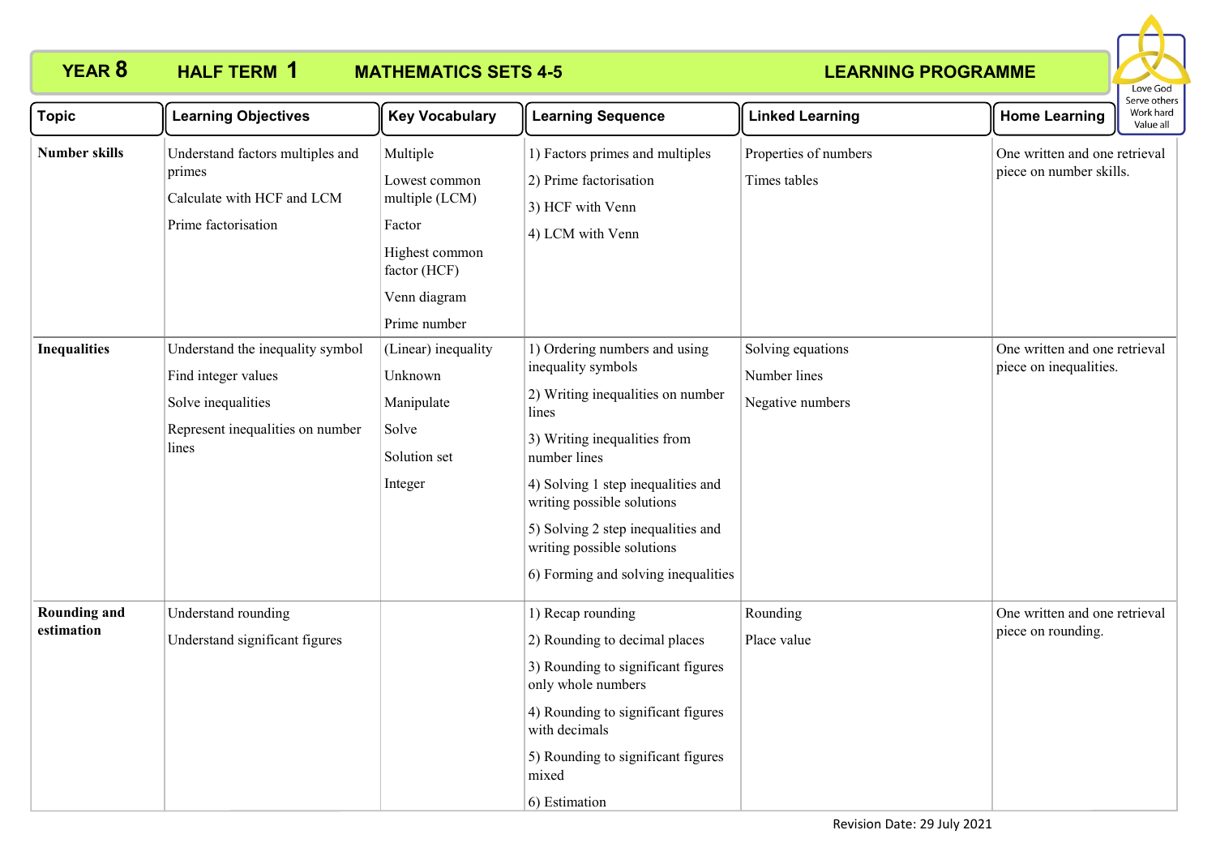# YEAR 8 HALF TERM 1 MATHEMATICS SETS 4-5 LEARNING PROGRAMME

Love God
Serve others
Work hard
Value all

| Topic | Learning Objectives | Key Vocabulary | Learning Sequence | Linked Learning | Home Learning |
|---|---|---|---|---|---|
| **Number skills** | Understand factors multiples and primes<br>Calculate with HCF and LCM<br>Prime factorisation | Multiple<br>Lowest common multiple (LCM)<br>Factor<br>Highest common factor (HCF)<br>Venn diagram<br>Prime number | 1) Factors primes and multiples<br>2) Prime factorisation<br>3) HCF with Venn<br>4) LCM with Venn | Properties of numbers<br>Times tables | One written and one retrieval piece on number skills. |
| **Inequalities** | Understand the inequality symbol<br>Find integer values<br>Solve inequalities<br>Represent inequalities on number lines | (Linear) inequality<br>Unknown<br>Manipulate<br>Solve<br>Solution set<br>Integer | 1) Ordering numbers and using inequality symbols<br>2) Writing inequalities on number lines<br>3) Writing inequalities from number lines<br>4) Solving 1 step inequalities and writing possible solutions<br>5) Solving 2 step inequalities and writing possible solutions<br>6) Forming and solving inequalities | Solving equations<br>Number lines<br>Negative numbers | One written and one retrieval piece on inequalities. |
| **Rounding and estimation** | Understand rounding<br>Understand significant figures | | 1) Recap rounding<br>2) Rounding to decimal places<br>3) Rounding to significant figures only whole numbers<br>4) Rounding to significant figures with decimals<br>5) Rounding to significant figures mixed<br>6) Estimation | Rounding<br>Place value | One written and one retrieval piece on rounding. |

Revision Date: 29 July 2021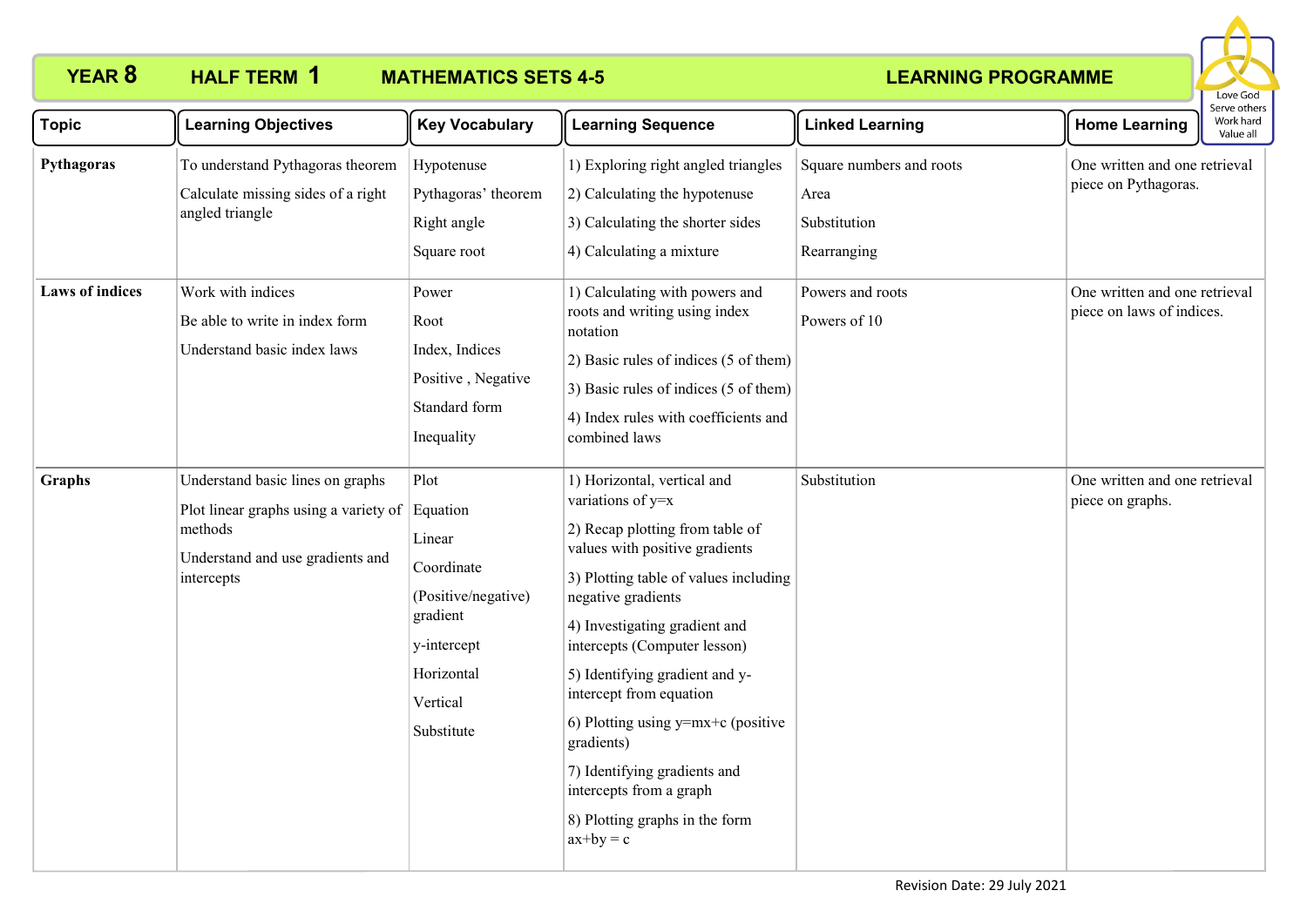# YEAR 8 HALF TERM 1 MATHEMATICS SETS 4-5 LEARNING PROGRAMME

Love God
Serve others
Work hard
Value all

| Topic | Learning Objectives | Key Vocabulary | Learning Sequence | Linked Learning | Home Learning |
|---|---|---|---|---|---|
| **Pythagoras** | To understand Pythagoras theorem<br>Calculate missing sides of a right angled triangle | Hypotenuse<br>Pythagoras' theorem<br>Right angle<br>Square root | 1) Exploring right angled triangles<br>2) Calculating the hypotenuse<br>3) Calculating the shorter sides<br>4) Calculating a mixture | Square numbers and roots<br>Area<br>Substitution<br>Rearranging | One written and one retrieval piece on Pythagoras. |
| **Laws of indices** | Work with indices<br>Be able to write in index form<br>Understand basic index laws | Power<br>Root<br>Index, Indices<br>Positive , Negative<br>Standard form<br>Inequality | 1) Calculating with powers and roots and writing using index notation<br>2) Basic rules of indices (5 of them)<br>3) Basic rules of indices (5 of them)<br>4) Index rules with coefficients and combined laws | Powers and roots<br>Powers of 10 | One written and one retrieval piece on laws of indices. |
| **Graphs** | Understand basic lines on graphs<br>Plot linear graphs using a variety of methods<br>Understand and use gradients and intercepts | Plot<br>Equation<br>Linear<br>Coordinate<br>(Positive/negative) gradient<br>y-intercept<br>Horizontal<br>Vertical<br>Substitute | 1) Horizontal, vertical and variations of $y=x$<br>2) Recap plotting from table of values with positive gradients<br>3) Plotting table of values including negative gradients<br>4) Investigating gradient and intercepts (Computer lesson)<br>5) Identifying gradient and y-intercept from equation<br>6) Plotting using $y=mx+c$ (positive gradients)<br>7) Identifying gradients and intercepts from a graph<br>8) Plotting graphs in the form $ax+by = c$ | Substitution | One written and one retrieval piece on graphs. |

Revision Date: 29 July 2021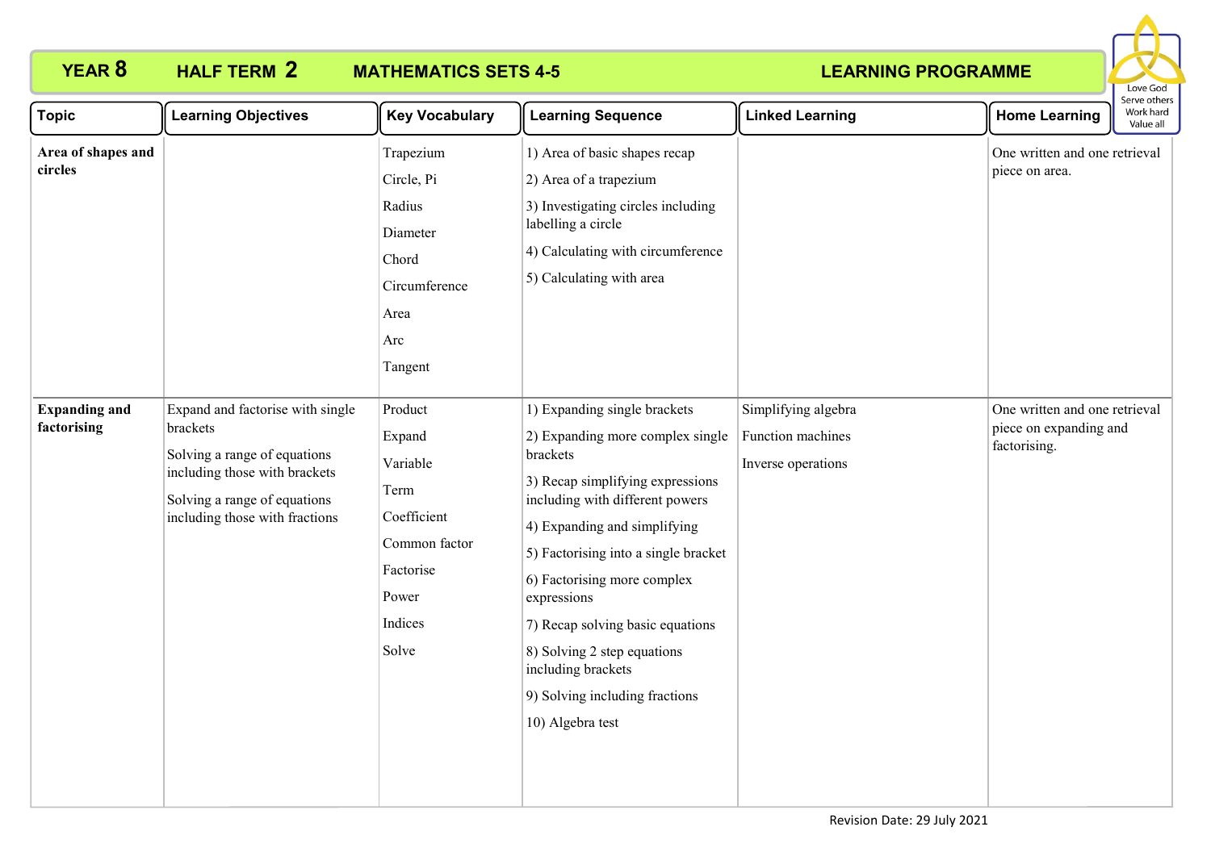# YEAR 8 HALF TERM 2 MATHEMATICS SETS 4-5 LEARNING PROGRAMME

Love God
Serve others
Work hard
Value all

| Topic | Learning Objectives | Key Vocabulary | Learning Sequence | Linked Learning | Home Learning |
|---|---|---|---|---|---|
| **Area of shapes and circles** | | Trapezium<br>Circle, Pi<br>Radius<br>Diameter<br>Chord<br>Circumference<br>Area<br>Arc<br>Tangent | 1) Area of basic shapes recap<br>2) Area of a trapezium<br>3) Investigating circles including labelling a circle<br>4) Calculating with circumference<br>5) Calculating with area | | One written and one retrieval piece on area. |
| **Expanding and factorising** | Expand and factorise with single brackets<br>Solving a range of equations including those with brackets<br>Solving a range of equations including those with fractions | Product<br>Expand<br>Variable<br>Term<br>Coefficient<br>Common factor<br>Factorise<br>Power<br>Indices<br>Solve | 1) Expanding single brackets<br>2) Expanding more complex single brackets<br>3) Recap simplifying expressions including with different powers<br>4) Expanding and simplifying<br>5) Factorising into a single bracket<br>6) Factorising more complex expressions<br>7) Recap solving basic equations<br>8) Solving 2 step equations including brackets<br>9) Solving including fractions<br>10) Algebra test | Simplifying algebra<br>Function machines<br>Inverse operations | One written and one retrieval piece on expanding and factorising. |

Revision Date: 29 July 2021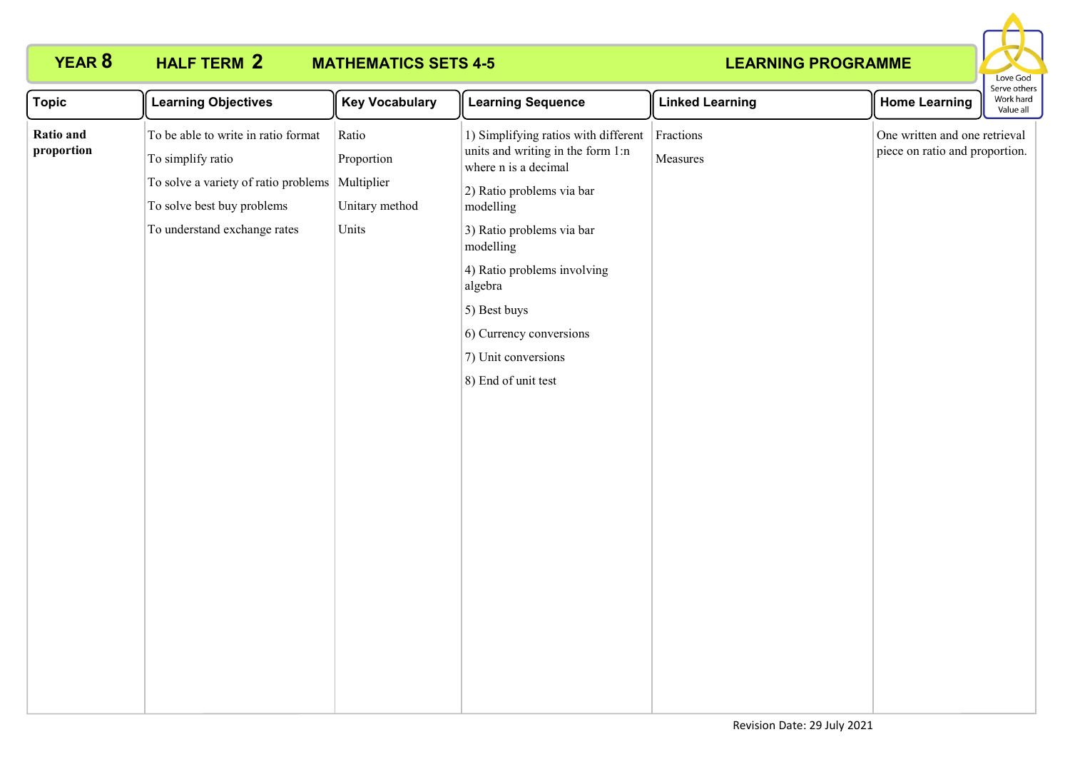**YEAR 8 | HALF TERM 2 | MATHEMATICS SETS 4-5 | LEARNING PROGRAMME**

Love God
Serve others
Work hard
Value all

| Topic | Learning Objectives | Key Vocabulary | Learning Sequence | Linked Learning | Home Learning |
|---|---|---|---|---|---|
| **Ratio and proportion** | To be able to write in ratio format<br>To simplify ratio<br>To solve a variety of ratio problems<br>To solve best buy problems<br>To understand exchange rates | Ratio<br>Proportion<br>Multiplier<br>Unitary method<br>Units | 1) Simplifying ratios with different units and writing in the form 1:n where n is a decimal<br>2) Ratio problems via bar modelling<br>3) Ratio problems via bar modelling<br>4) Ratio problems involving algebra<br>5) Best buys<br>6) Currency conversions<br>7) Unit conversions<br>8) End of unit test | Fractions<br>Measures | One written and one retrieval piece on ratio and proportion. |

Revision Date: 29 July 2021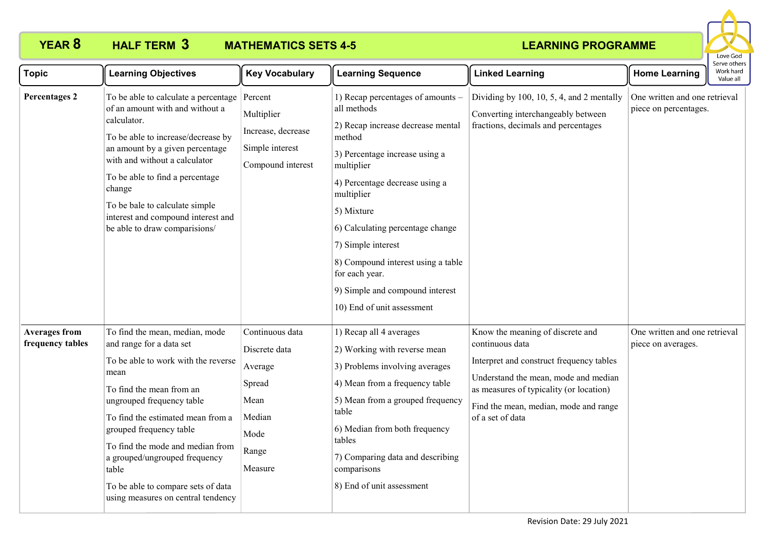**YEAR 8** **HALF TERM 3** **MATHEMATICS SETS 4-5** **LEARNING PROGRAMME**

Love God
Serve others
Work hard
Value all

| Topic | Learning Objectives | Key Vocabulary | Learning Sequence | Linked Learning | Home Learning |
|---|---|---|---|---|---|
| **Percentages 2** | To be able to calculate a percentage of an amount with and without a calculator.<br><br>To be able to increase/decrease by an amount by a given percentage with and without a calculator<br><br>To be able to find a percentage change<br><br>To be bale to calculate simple interest and compound interest and be able to draw comparisions/ | Percent<br><br>Multiplier<br><br>Increase, decrease<br><br>Simple interest<br><br>Compound interest | 1) Recap percentages of amounts – all methods<br><br>2) Recap increase decrease mental method<br><br>3) Percentage increase using a multiplier<br><br>4) Percentage decrease using a multiplier<br><br>5) Mixture<br><br>6) Calculating percentage change<br><br>7) Simple interest<br><br>8) Compound interest using a table for each year.<br><br>9) Simple and compound interest<br><br>10) End of unit assessment | Dividing by 100, 10, 5, 4, and 2 mentally<br><br>Converting interchangeably between fractions, decimals and percentages | One written and one retrieval piece on percentages. |
| **Averages from frequency tables** | To find the mean, median, mode and range for a data set<br><br>To be able to work with the reverse mean<br><br>To find the mean from an ungrouped frequency table<br><br>To find the estimated mean from a grouped frequency table<br><br>To find the mode and median from a grouped/ungrouped frequency table<br><br>To be able to compare sets of data using measures on central tendency | Continuous data<br><br>Discrete data<br><br>Average<br><br>Spread<br><br>Mean<br><br>Median<br><br>Mode<br><br>Range<br><br>Measure | 1) Recap all 4 averages<br><br>2) Working with reverse mean<br><br>3) Problems involving averages<br><br>4) Mean from a frequency table<br><br>5) Mean from a grouped frequency table<br><br>6) Median from both frequency tables<br><br>7) Comparing data and describing comparisons<br><br>8) End of unit assessment | Know the meaning of discrete and continuous data<br><br>Interpret and construct frequency tables<br><br>Understand the mean, mode and median as measures of typicality (or location)<br><br>Find the mean, median, mode and range of a set of data | One written and one retrieval piece on averages. |

Revision Date: 29 July 2021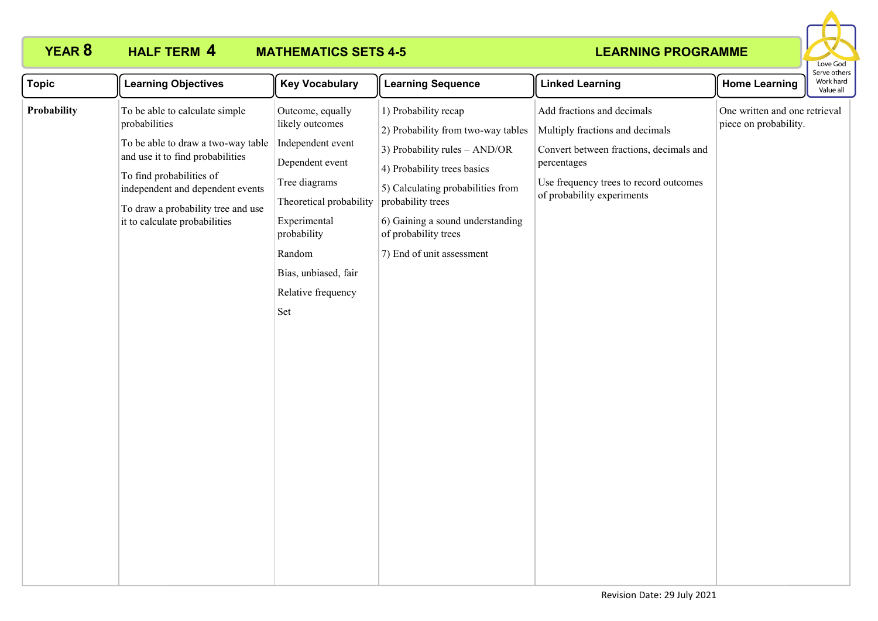**YEAR 8 HALF TERM 4 MATHEMATICS SETS 4-5 LEARNING PROGRAMME**

Love God
Serve others
Work hard
Value all

| Topic | Learning Objectives | Key Vocabulary | Learning Sequence | Linked Learning | Home Learning |
|---|---|---|---|---|---|
| **Probability** | To be able to calculate simple probabilities<br><br>To be able to draw a two-way table and use it to find probabilities<br><br>To find probabilities of independent and dependent events<br><br>To draw a probability tree and use it to calculate probabilities | Outcome, equally likely outcomes<br><br>Independent event<br><br>Dependent event<br><br>Tree diagrams<br><br>Theoretical probability<br><br>Experimental probability<br><br>Random<br><br>Bias, unbiased, fair<br><br>Relative frequency<br><br>Set | 1) Probability recap<br><br>2) Probability from two-way tables<br><br>3) Probability rules – AND/OR<br><br>4) Probability trees basics<br><br>5) Calculating probabilities from probability trees<br><br>6) Gaining a sound understanding of probability trees<br><br>7) End of unit assessment | Add fractions and decimals<br><br>Multiply fractions and decimals<br><br>Convert between fractions, decimals and percentages<br><br>Use frequency trees to record outcomes of probability experiments | One written and one retrieval piece on probability. |

Revision Date: 29 July 2021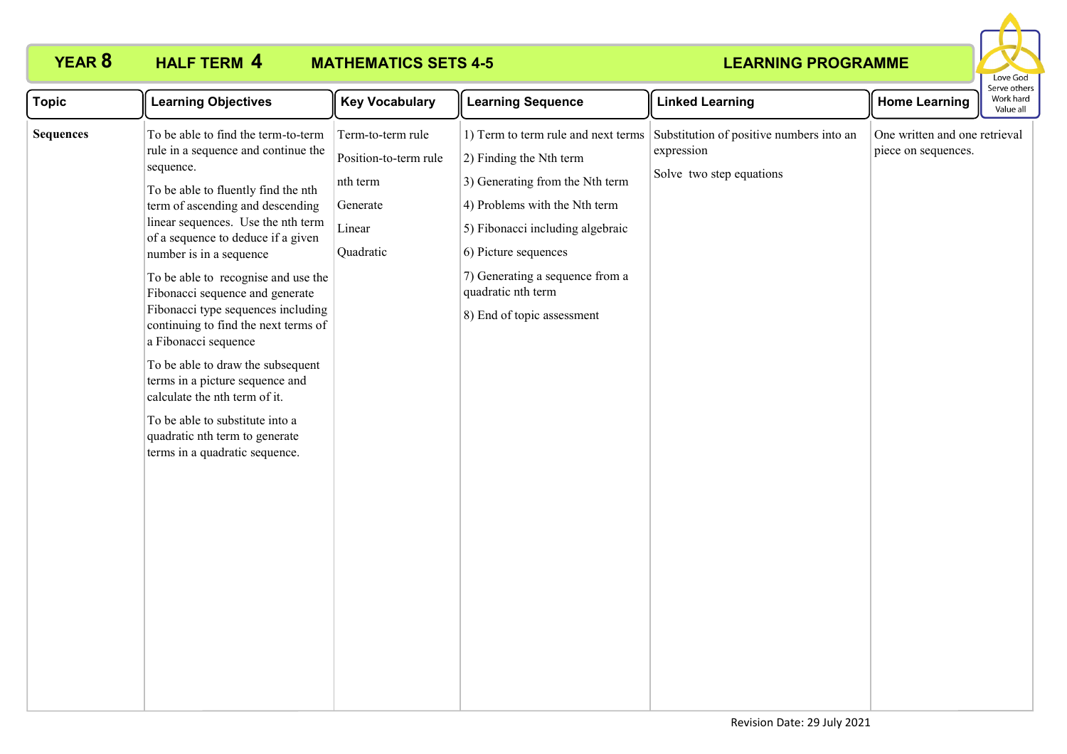# YEAR 8 HALF TERM 4 MATHEMATICS SETS 4-5 LEARNING PROGRAMME

Love God
Serve others
Work hard
Value all

| Topic | Learning Objectives | Key Vocabulary | Learning Sequence | Linked Learning | Home Learning |
|---|---|---|---|---|---|
| **Sequences** | To be able to find the term-to-term rule in a sequence and continue the sequence.<br><br>To be able to fluently find the nth term of ascending and descending linear sequences. Use the nth term of a sequence to deduce if a given number is in a sequence<br><br>To be able to recognise and use the Fibonacci sequence and generate Fibonacci type sequences including continuing to find the next terms of a Fibonacci sequence<br><br>To be able to draw the subsequent terms in a picture sequence and calculate the nth term of it.<br><br>To be able to substitute into a quadratic nth term to generate terms in a quadratic sequence. | Term-to-term rule<br><br>Position-to-term rule<br><br>nth term<br><br>Generate<br><br>Linear<br><br>Quadratic | 1) Term to term rule and next terms<br><br>2) Finding the Nth term<br><br>3) Generating from the Nth term<br><br>4) Problems with the Nth term<br><br>5) Fibonacci including algebraic<br><br>6) Picture sequences<br><br>7) Generating a sequence from a quadratic nth term<br><br>8) End of topic assessment | Substitution of positive numbers into an expression<br><br>Solve two step equations | One written and one retrieval piece on sequences. |

Revision Date: 29 July 2021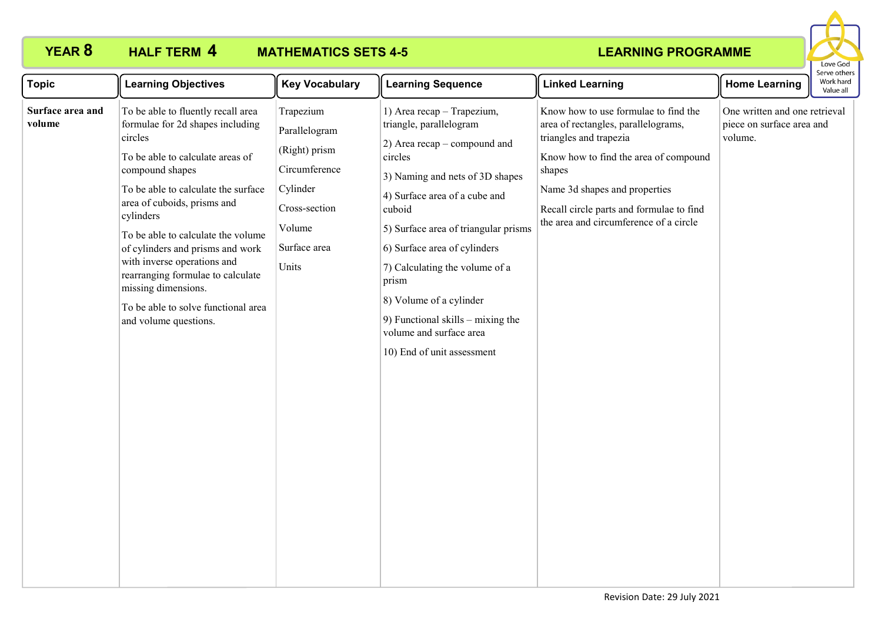**YEAR 8 HALF TERM 4 MATHEMATICS SETS 4-5 LEARNING PROGRAMME**

Love God
Serve others
Work hard
Value all

| Topic | Learning Objectives | Key Vocabulary | Learning Sequence | Linked Learning | Home Learning |
|---|---|---|---|---|---|
| **Surface area and volume** | To be able to fluently recall area formulae for 2d shapes including circles<br><br>To be able to calculate areas of compound shapes<br><br>To be able to calculate the surface area of cuboids, prisms and cylinders<br><br>To be able to calculate the volume of cylinders and prisms and work with inverse operations and rearranging formulae to calculate missing dimensions.<br><br>To be able to solve functional area and volume questions. | Trapezium<br><br>Parallelogram<br><br>(Right) prism<br><br>Circumference<br><br>Cylinder<br><br>Cross-section<br><br>Volume<br><br>Surface area<br><br>Units | 1) Area recap – Trapezium, triangle, parallelogram<br><br>2) Area recap – compound and circles<br><br>3) Naming and nets of 3D shapes<br><br>4) Surface area of a cube and cuboid<br><br>5) Surface area of triangular prisms<br><br>6) Surface area of cylinders<br><br>7) Calculating the volume of a prism<br><br>8) Volume of a cylinder<br><br>9) Functional skills – mixing the volume and surface area<br><br>10) End of unit assessment | Know how to use formulae to find the area of rectangles, parallelograms, triangles and trapezia<br><br>Know how to find the area of compound shapes<br><br>Name 3d shapes and properties<br><br>Recall circle parts and formulae to find the area and circumference of a circle | One written and one retrieval piece on surface area and volume. |

Revision Date: 29 July 2021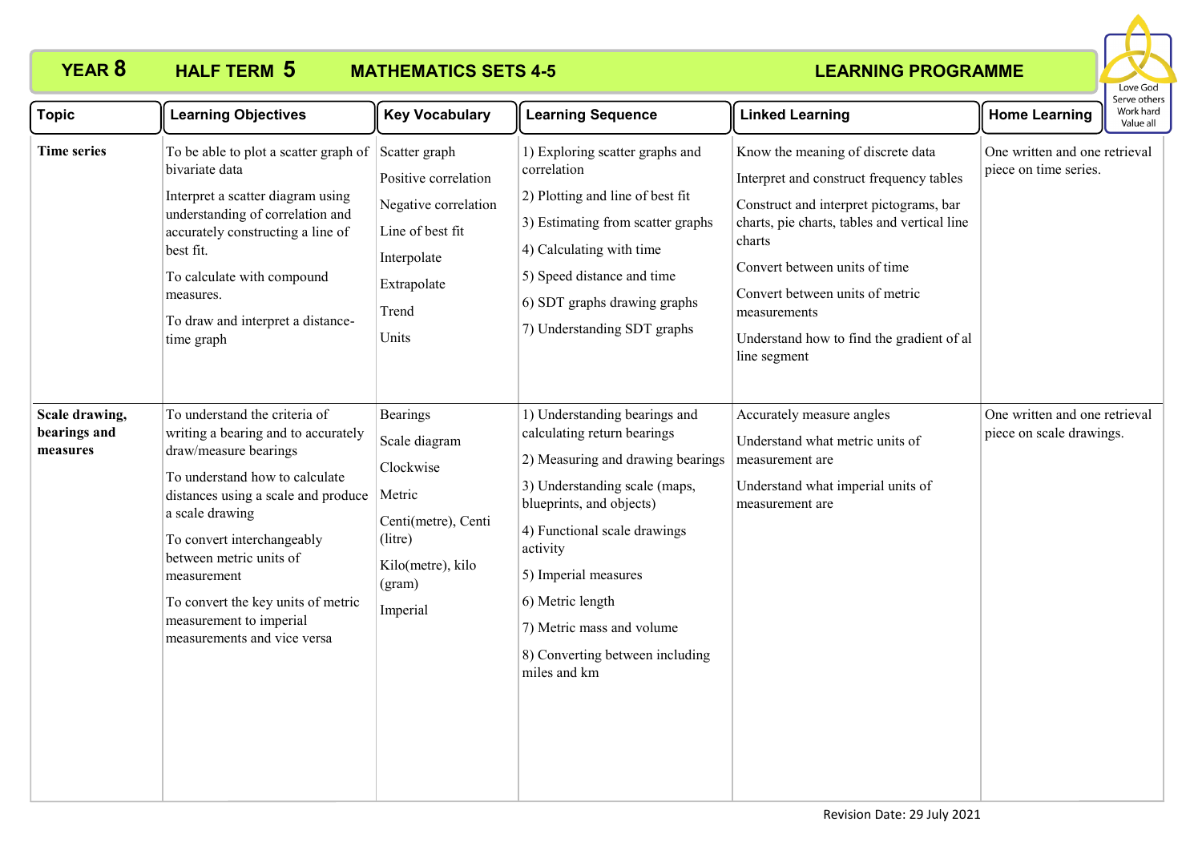# YEAR 8 HALF TERM 5 MATHEMATICS SETS 4-5 LEARNING PROGRAMME

| Topic | Learning Objectives | Key Vocabulary | Learning Sequence | Linked Learning | Home Learning |
|---|---|---|---|---|---|
| **Time series** | To be able to plot a scatter graph of bivariate data<br>Interpret a scatter diagram using understanding of correlation and accurately constructing a line of best fit.<br>To calculate with compound measures.<br>To draw and interpret a distance-time graph | Scatter graph<br>Positive correlation<br>Negative correlation<br>Line of best fit<br>Interpolate<br>Extrapolate<br>Trend<br>Units | 1) Exploring scatter graphs and correlation<br>2) Plotting and line of best fit<br>3) Estimating from scatter graphs<br>4) Calculating with time<br>5) Speed distance and time<br>6) SDT graphs drawing graphs<br>7) Understanding SDT graphs | Know the meaning of discrete data<br>Interpret and construct frequency tables<br>Construct and interpret pictograms, bar charts, pie charts, tables and vertical line charts<br>Convert between units of time<br>Convert between units of metric measurements<br>Understand how to find the gradient of al line segment | One written and one retrieval piece on time series. |
| **Scale drawing, bearings and measures** | To understand the criteria of writing a bearing and to accurately draw/measure bearings<br>To understand how to calculate distances using a scale and produce a scale drawing<br>To convert interchangeably between metric units of measurement<br>To convert the key units of metric measurement to imperial measurements and vice versa | Bearings<br>Scale diagram<br>Clockwise<br>Metric<br>Centi(metre), Centi (litre)<br>Kilo(metre), kilo (gram)<br>Imperial | 1) Understanding bearings and calculating return bearings<br>2) Measuring and drawing bearings<br>3) Understanding scale (maps, blueprints, and objects)<br>4) Functional scale drawings activity<br>5) Imperial measures<br>6) Metric length<br>7) Metric mass and volume<br>8) Converting between including miles and km | Accurately measure angles<br>Understand what metric units of measurement are<br>Understand what imperial units of measurement are | One written and one retrieval piece on scale drawings. |

Revision Date: 29 July 2021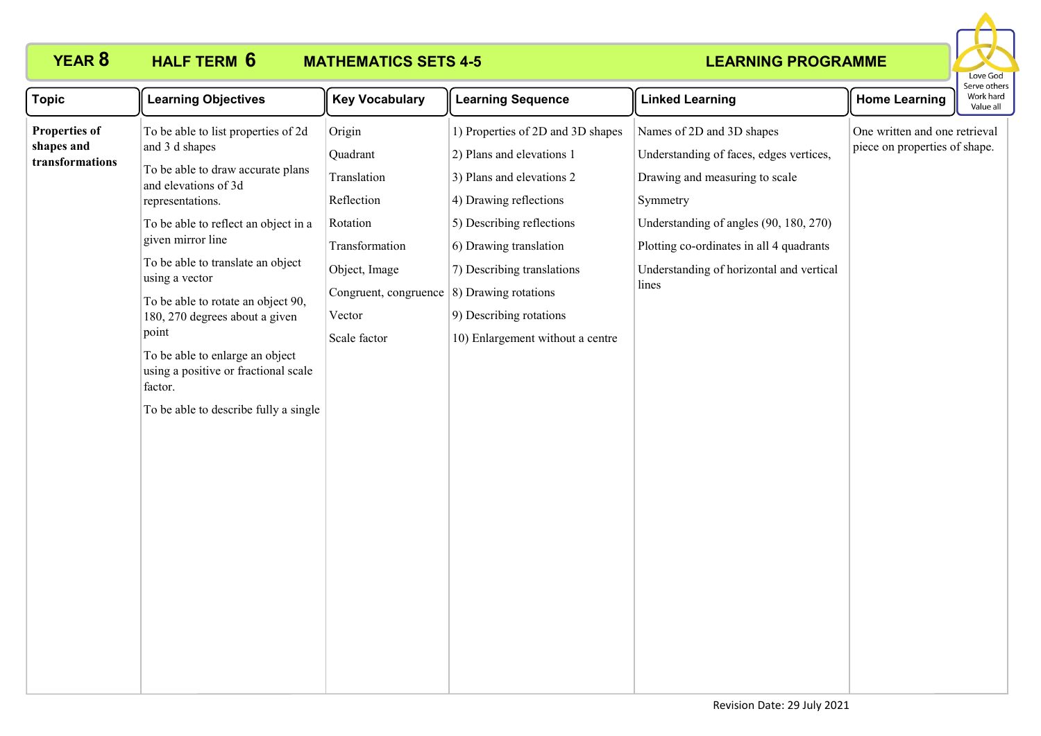**YEAR 8** **HALF TERM 6** **MATHEMATICS SETS 4-5** **LEARNING PROGRAMME**

Love God
Serve others
Work hard
Value all

| Topic | Learning Objectives | Key Vocabulary | Learning Sequence | Linked Learning | Home Learning |
|---|---|---|---|---|---|
| **Properties of shapes and transformations** | To be able to list properties of 2d and 3 d shapes<br>To be able to draw accurate plans and elevations of 3d representations.<br>To be able to reflect an object in a given mirror line<br>To be able to translate an object using a vector<br>To be able to rotate an object 90, 180, 270 degrees about a given point<br>To be able to enlarge an object using a positive or fractional scale factor.<br>To be able to describe fully a single | Origin<br>Quadrant<br>Translation<br>Reflection<br>Rotation<br>Transformation<br>Object, Image<br>Congruent, congruence<br>Vector<br>Scale factor | 1) Properties of 2D and 3D shapes<br>2) Plans and elevations 1<br>3) Plans and elevations 2<br>4) Drawing reflections<br>5) Describing reflections<br>6) Drawing translation<br>7) Describing translations<br>8) Drawing rotations<br>9) Describing rotations<br>10) Enlargement without a centre | Names of 2D and 3D shapes<br>Understanding of faces, edges vertices,<br>Drawing and measuring to scale<br>Symmetry<br>Understanding of angles (90, 180, 270)<br>Plotting co-ordinates in all 4 quadrants<br>Understanding of horizontal and vertical lines | One written and one retrieval piece on properties of shape. |

Revision Date: 29 July 2021